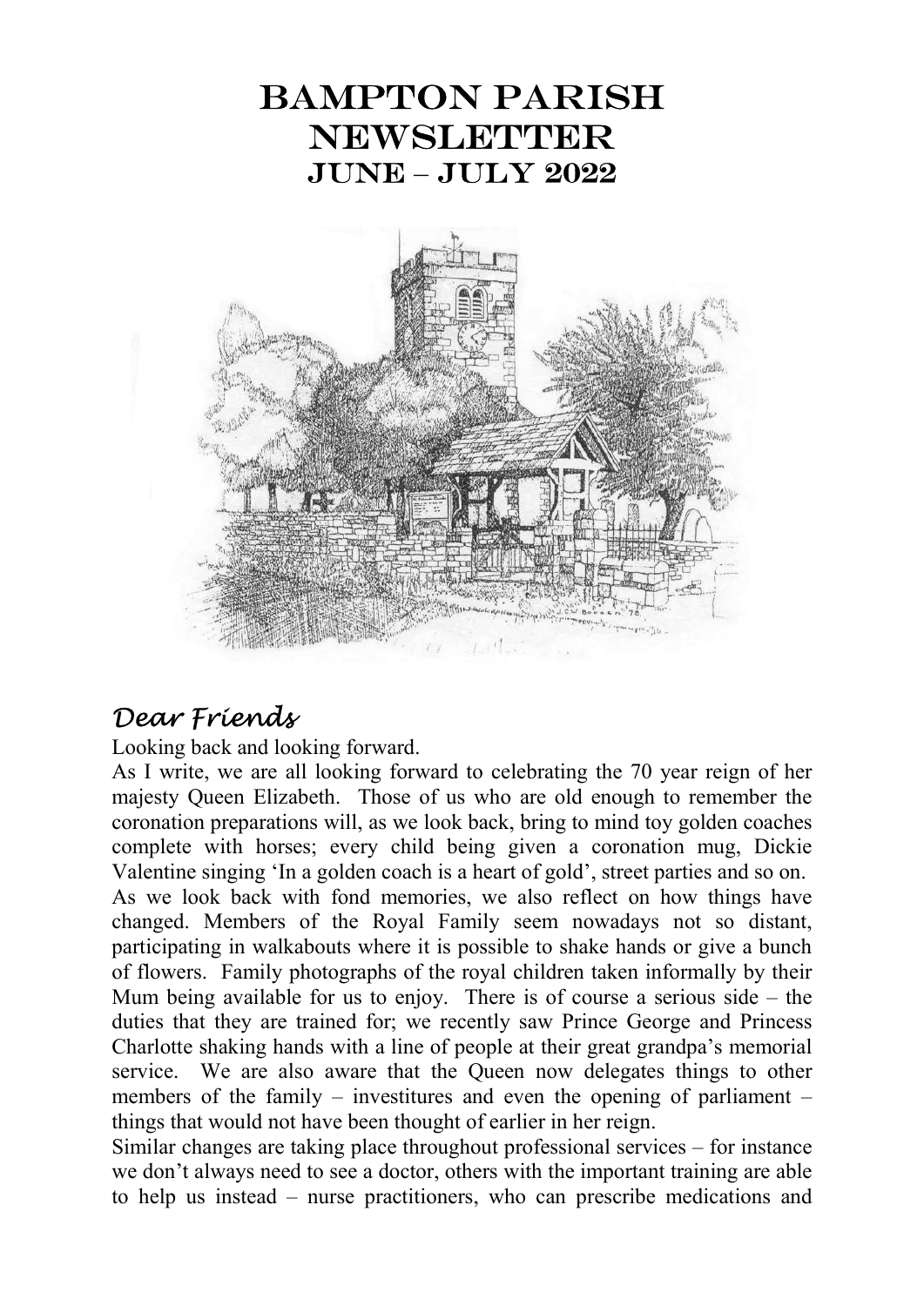# BAMPTON PARISH NEWSLETTER
## JUNE – JULY 2022

## *Dear Friends*

Looking back and looking forward.

As I write, we are all looking forward to celebrating the 70 year reign of her majesty Queen Elizabeth. Those of us who are old enough to remember the coronation preparations will, as we look back, bring to mind toy golden coaches complete with horses; every child being given a coronation mug, Dickie Valentine singing 'In a golden coach is a heart of gold', street parties and so on.

As we look back with fond memories, we also reflect on how things have changed. Members of the Royal Family seem nowadays not so distant, participating in walkabouts where it is possible to shake hands or give a bunch of flowers. Family photographs of the royal children taken informally by their Mum being available for us to enjoy. There is of course a serious side – the duties that they are trained for; we recently saw Prince George and Princess Charlotte shaking hands with a line of people at their great grandpa's memorial service. We are also aware that the Queen now delegates things to other members of the family – investitures and even the opening of parliament – things that would not have been thought of earlier in her reign.

Similar changes are taking place throughout professional services – for instance we don't always need to see a doctor, others with the important training are able to help us instead – nurse practitioners, who can prescribe medications and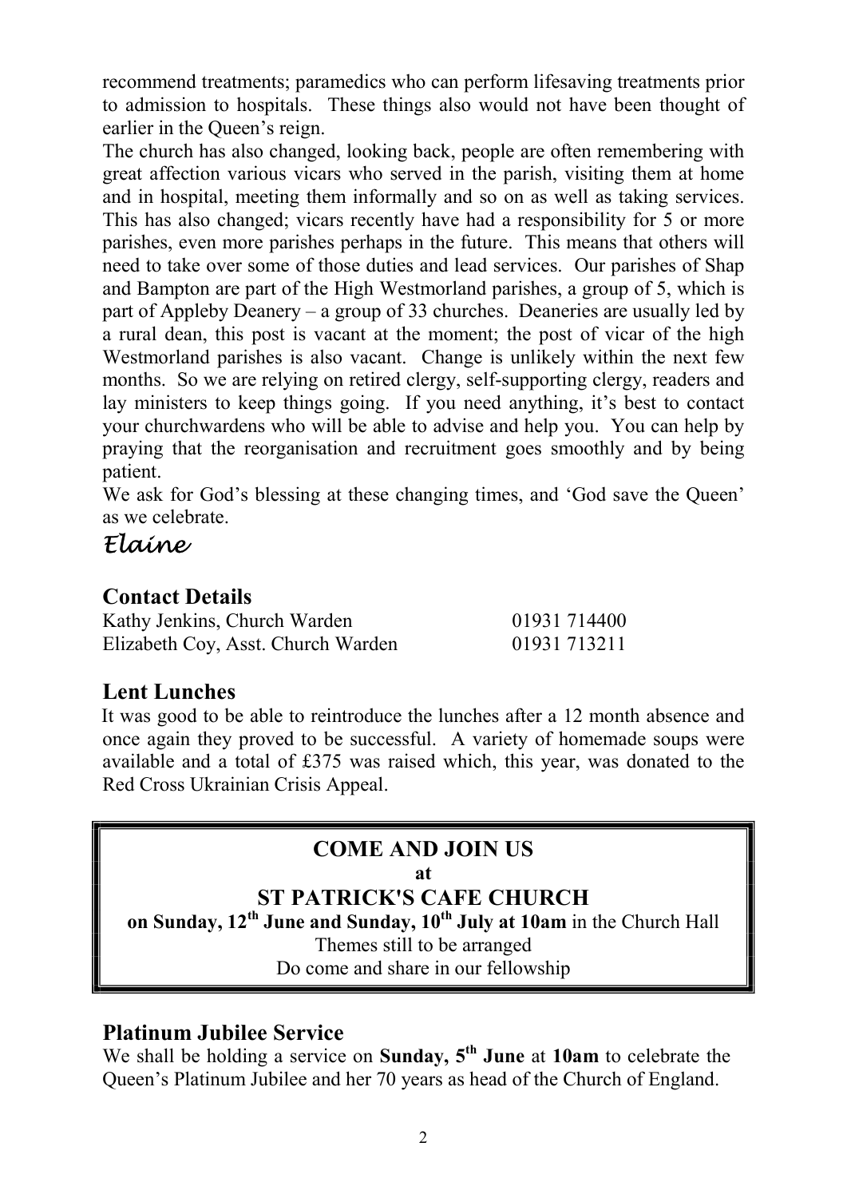recommend treatments; paramedics who can perform lifesaving treatments prior to admission to hospitals. These things also would not have been thought of earlier in the Queen's reign.

The church has also changed, looking back, people are often remembering with great affection various vicars who served in the parish, visiting them at home and in hospital, meeting them informally and so on as well as taking services. This has also changed; vicars recently have had a responsibility for 5 or more parishes, even more parishes perhaps in the future. This means that others will need to take over some of those duties and lead services. Our parishes of Shap and Bampton are part of the High Westmorland parishes, a group of 5, which is part of Appleby Deanery – a group of 33 churches. Deaneries are usually led by a rural dean, this post is vacant at the moment; the post of vicar of the high Westmorland parishes is also vacant. Change is unlikely within the next few months. So we are relying on retired clergy, self-supporting clergy, readers and lay ministers to keep things going. If you need anything, it's best to contact your churchwardens who will be able to advise and help you. You can help by praying that the reorganisation and recruitment goes smoothly and by being patient.

We ask for God's blessing at these changing times, and 'God save the Queen' as we celebrate.

*Elaine*

## Contact Details

| | |
|---|---|
| Kathy Jenkins, Church Warden | 01931 714400 |
| Elizabeth Coy, Asst. Church Warden | 01931 713211 |

## Lent Lunches

It was good to be able to reintroduce the lunches after a 12 month absence and once again they proved to be successful. A variety of homemade soups were available and a total of £375 was raised which, this year, was donated to the Red Cross Ukrainian Crisis Appeal.

**COME AND JOIN US**

**at**

**ST PATRICK'S CAFE CHURCH**

**on Sunday, 12th June and Sunday, 10th July at 10am** in the Church Hall

Themes still to be arranged

Do come and share in our fellowship

## Platinum Jubilee Service

We shall be holding a service on **Sunday, 5th June** at **10am** to celebrate the Queen's Platinum Jubilee and her 70 years as head of the Church of England.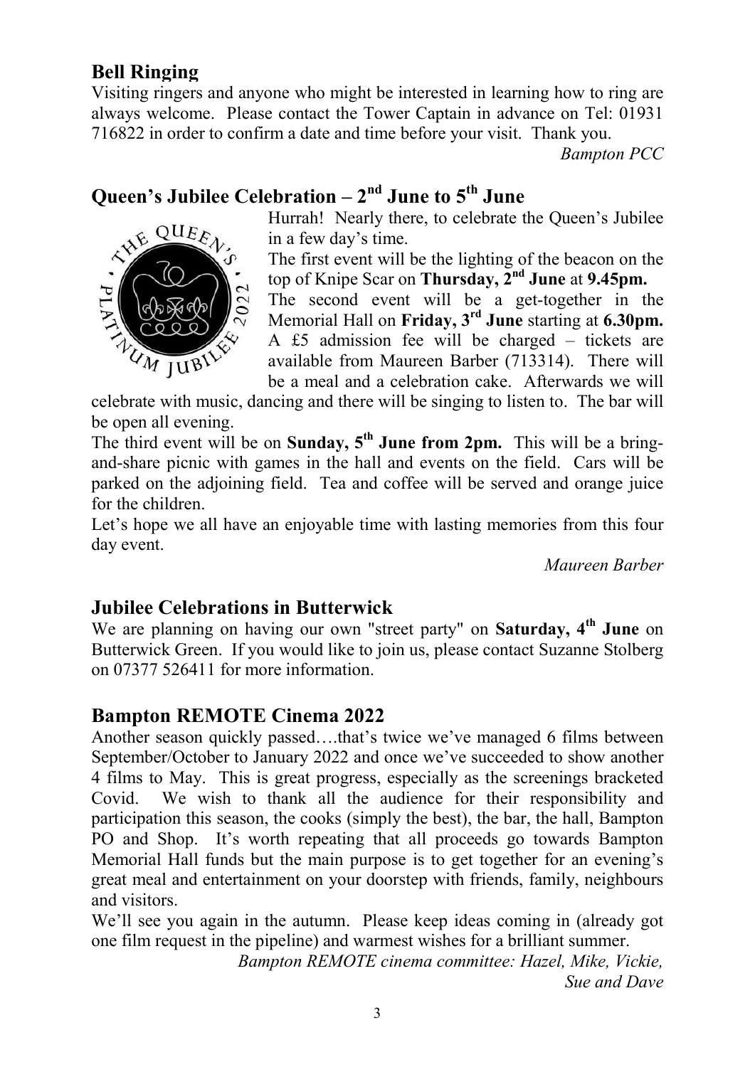## Bell Ringing

Visiting ringers and anyone who might be interested in learning how to ring are always welcome. Please contact the Tower Captain in advance on Tel: 01931 716822 in order to confirm a date and time before your visit. Thank you.

*Bampton PCC*

## Queen's Jubilee Celebration – 2nd June to 5th June

Hurrah! Nearly there, to celebrate the Queen's Jubilee in a few day's time.

The first event will be the lighting of the beacon on the top of Knipe Scar on **Thursday, 2nd June** at **9.45pm.**

The second event will be a get-together in the Memorial Hall on **Friday, 3rd June** starting at **6.30pm.** A £5 admission fee will be charged – tickets are available from Maureen Barber (713314). There will be a meal and a celebration cake. Afterwards we will celebrate with music, dancing and there will be singing to listen to. The bar will be open all evening.

The third event will be on **Sunday, 5th June from 2pm.** This will be a bring-and-share picnic with games in the hall and events on the field. Cars will be parked on the adjoining field. Tea and coffee will be served and orange juice for the children.

Let's hope we all have an enjoyable time with lasting memories from this four day event.

*Maureen Barber*

## Jubilee Celebrations in Butterwick

We are planning on having our own "street party" on **Saturday, 4th June** on Butterwick Green. If you would like to join us, please contact Suzanne Stolberg on 07377 526411 for more information.

## Bampton REMOTE Cinema 2022

Another season quickly passed….that's twice we've managed 6 films between September/October to January 2022 and once we've succeeded to show another 4 films to May. This is great progress, especially as the screenings bracketed Covid. We wish to thank all the audience for their responsibility and participation this season, the cooks (simply the best), the bar, the hall, Bampton PO and Shop. It's worth repeating that all proceeds go towards Bampton Memorial Hall funds but the main purpose is to get together for an evening's great meal and entertainment on your doorstep with friends, family, neighbours and visitors.

We'll see you again in the autumn. Please keep ideas coming in (already got one film request in the pipeline) and warmest wishes for a brilliant summer.

*Bampton REMOTE cinema committee: Hazel, Mike, Vickie, Sue and Dave*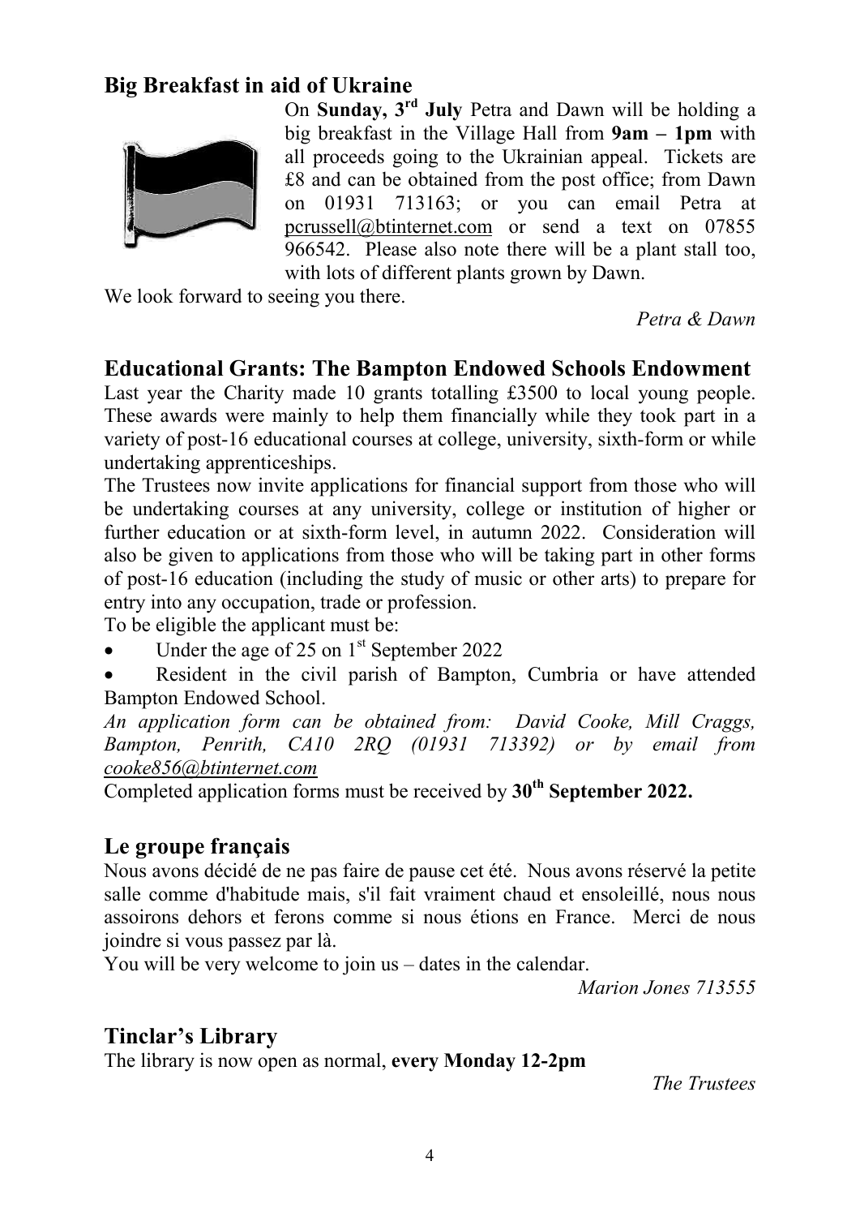## Big Breakfast in aid of Ukraine

On **Sunday, 3rd July** Petra and Dawn will be holding a big breakfast in the Village Hall from **9am – 1pm** with all proceeds going to the Ukrainian appeal. Tickets are £8 and can be obtained from the post office; from Dawn on 01931 713163; or you can email Petra at pcrussell@btinternet.com or send a text on 07855 966542. Please also note there will be a plant stall too, with lots of different plants grown by Dawn.

We look forward to seeing you there.

*Petra & Dawn*

## Educational Grants: The Bampton Endowed Schools Endowment

Last year the Charity made 10 grants totalling £3500 to local young people. These awards were mainly to help them financially while they took part in a variety of post-16 educational courses at college, university, sixth-form or while undertaking apprenticeships.

The Trustees now invite applications for financial support from those who will be undertaking courses at any university, college or institution of higher or further education or at sixth-form level, in autumn 2022. Consideration will also be given to applications from those who will be taking part in other forms of post-16 education (including the study of music or other arts) to prepare for entry into any occupation, trade or profession.

To be eligible the applicant must be:

- Under the age of 25 on 1st September 2022
- Resident in the civil parish of Bampton, Cumbria or have attended Bampton Endowed School.

*An application form can be obtained from: David Cooke, Mill Craggs, Bampton, Penrith, CA10 2RQ (01931 713392) or by email from cooke856@btinternet.com*

Completed application forms must be received by **30th September 2022.**

## Le groupe français

Nous avons décidé de ne pas faire de pause cet été. Nous avons réservé la petite salle comme d'habitude mais, s'il fait vraiment chaud et ensoleillé, nous nous assoirons dehors et ferons comme si nous étions en France. Merci de nous joindre si vous passez par là.

You will be very welcome to join us – dates in the calendar.

*Marion Jones 713555*

## Tinclar's Library

The library is now open as normal, **every Monday 12-2pm**

*The Trustees*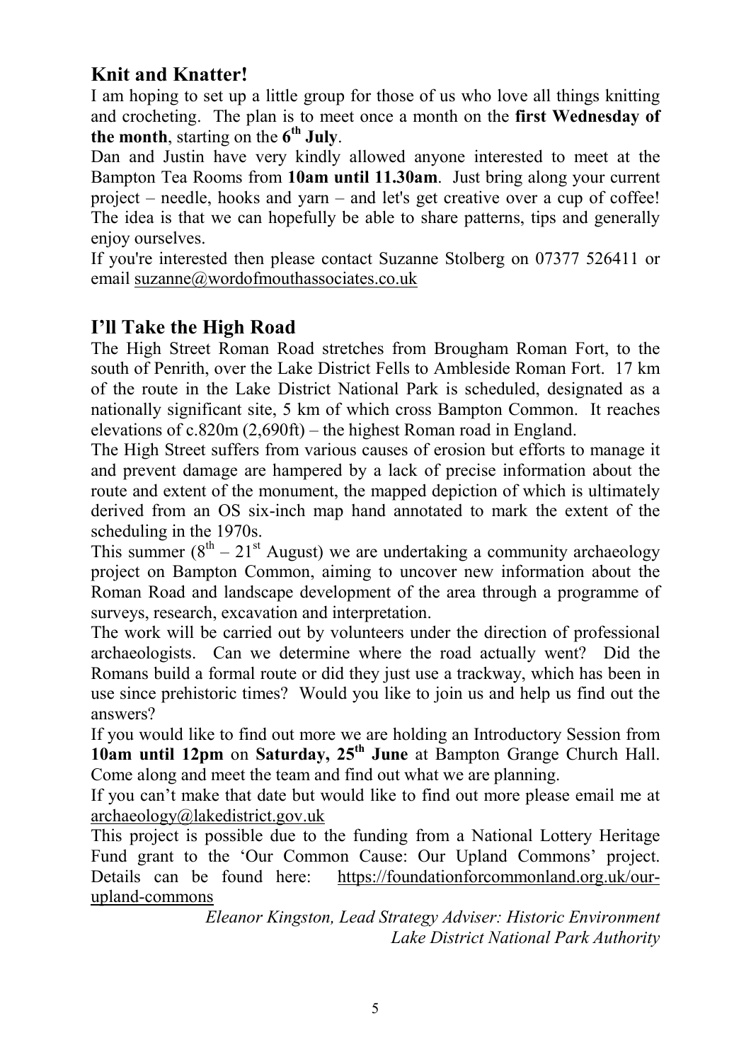## Knit and Knatter!

I am hoping to set up a little group for those of us who love all things knitting and crocheting. The plan is to meet once a month on the **first Wednesday of the month**, starting on the **6th July**.

Dan and Justin have very kindly allowed anyone interested to meet at the Bampton Tea Rooms from **10am until 11.30am**. Just bring along your current project – needle, hooks and yarn – and let's get creative over a cup of coffee! The idea is that we can hopefully be able to share patterns, tips and generally enjoy ourselves.

If you're interested then please contact Suzanne Stolberg on 07377 526411 or email suzanne@wordofmouthassociates.co.uk

## I'll Take the High Road

The High Street Roman Road stretches from Brougham Roman Fort, to the south of Penrith, over the Lake District Fells to Ambleside Roman Fort. 17 km of the route in the Lake District National Park is scheduled, designated as a nationally significant site, 5 km of which cross Bampton Common. It reaches elevations of c.820m (2,690ft) – the highest Roman road in England.

The High Street suffers from various causes of erosion but efforts to manage it and prevent damage are hampered by a lack of precise information about the route and extent of the monument, the mapped depiction of which is ultimately derived from an OS six-inch map hand annotated to mark the extent of the scheduling in the 1970s.

This summer (8th – 21st August) we are undertaking a community archaeology project on Bampton Common, aiming to uncover new information about the Roman Road and landscape development of the area through a programme of surveys, research, excavation and interpretation.

The work will be carried out by volunteers under the direction of professional archaeologists. Can we determine where the road actually went? Did the Romans build a formal route or did they just use a trackway, which has been in use since prehistoric times? Would you like to join us and help us find out the answers?

If you would like to find out more we are holding an Introductory Session from **10am until 12pm** on **Saturday, 25th June** at Bampton Grange Church Hall. Come along and meet the team and find out what we are planning.

If you can't make that date but would like to find out more please email me at archaeology@lakedistrict.gov.uk

This project is possible due to the funding from a National Lottery Heritage Fund grant to the 'Our Common Cause: Our Upland Commons' project. Details can be found here: https://foundationforcommonland.org.uk/our-upland-commons

*Eleanor Kingston, Lead Strategy Adviser: Historic Environment*
*Lake District National Park Authority*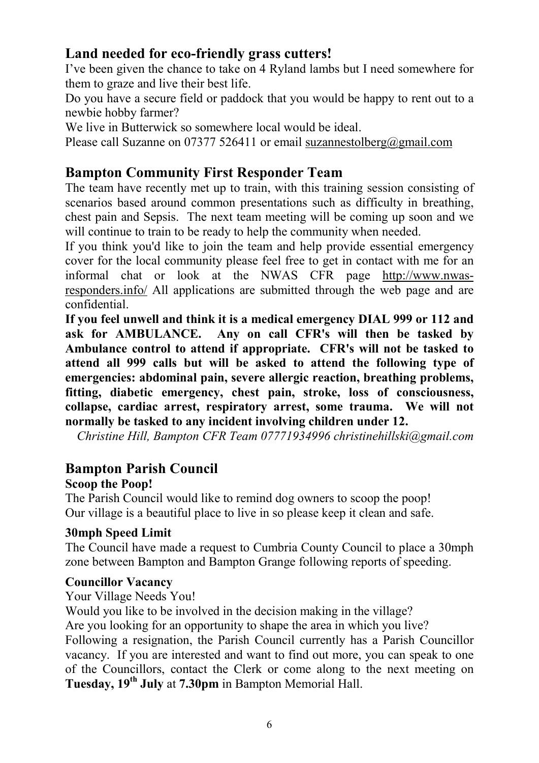## Land needed for eco-friendly grass cutters!

I've been given the chance to take on 4 Ryland lambs but I need somewhere for them to graze and live their best life.

Do you have a secure field or paddock that you would be happy to rent out to a newbie hobby farmer?

We live in Butterwick so somewhere local would be ideal.

Please call Suzanne on 07377 526411 or email suzannestolberg@gmail.com

## Bampton Community First Responder Team

The team have recently met up to train, with this training session consisting of scenarios based around common presentations such as difficulty in breathing, chest pain and Sepsis. The next team meeting will be coming up soon and we will continue to train to be ready to help the community when needed.

If you think you'd like to join the team and help provide essential emergency cover for the local community please feel free to get in contact with me for an informal chat or look at the NWAS CFR page http://www.nwas-responders.info/ All applications are submitted through the web page and are confidential.

**If you feel unwell and think it is a medical emergency DIAL 999 or 112 and ask for AMBULANCE. Any on call CFR's will then be tasked by Ambulance control to attend if appropriate. CFR's will not be tasked to attend all 999 calls but will be asked to attend the following type of emergencies: abdominal pain, severe allergic reaction, breathing problems, fitting, diabetic emergency, chest pain, stroke, loss of consciousness, collapse, cardiac arrest, respiratory arrest, some trauma. We will not normally be tasked to any incident involving children under 12.**

*Christine Hill, Bampton CFR Team 07771934996 christinehillski@gmail.com*

## Bampton Parish Council

### Scoop the Poop!

The Parish Council would like to remind dog owners to scoop the poop!
Our village is a beautiful place to live in so please keep it clean and safe.

### 30mph Speed Limit

The Council have made a request to Cumbria County Council to place a 30mph zone between Bampton and Bampton Grange following reports of speeding.

### Councillor Vacancy

Your Village Needs You!

Would you like to be involved in the decision making in the village?

Are you looking for an opportunity to shape the area in which you live?

Following a resignation, the Parish Council currently has a Parish Councillor vacancy. If you are interested and want to find out more, you can speak to one of the Councillors, contact the Clerk or come along to the next meeting on **Tuesday, 19th July** at **7.30pm** in Bampton Memorial Hall.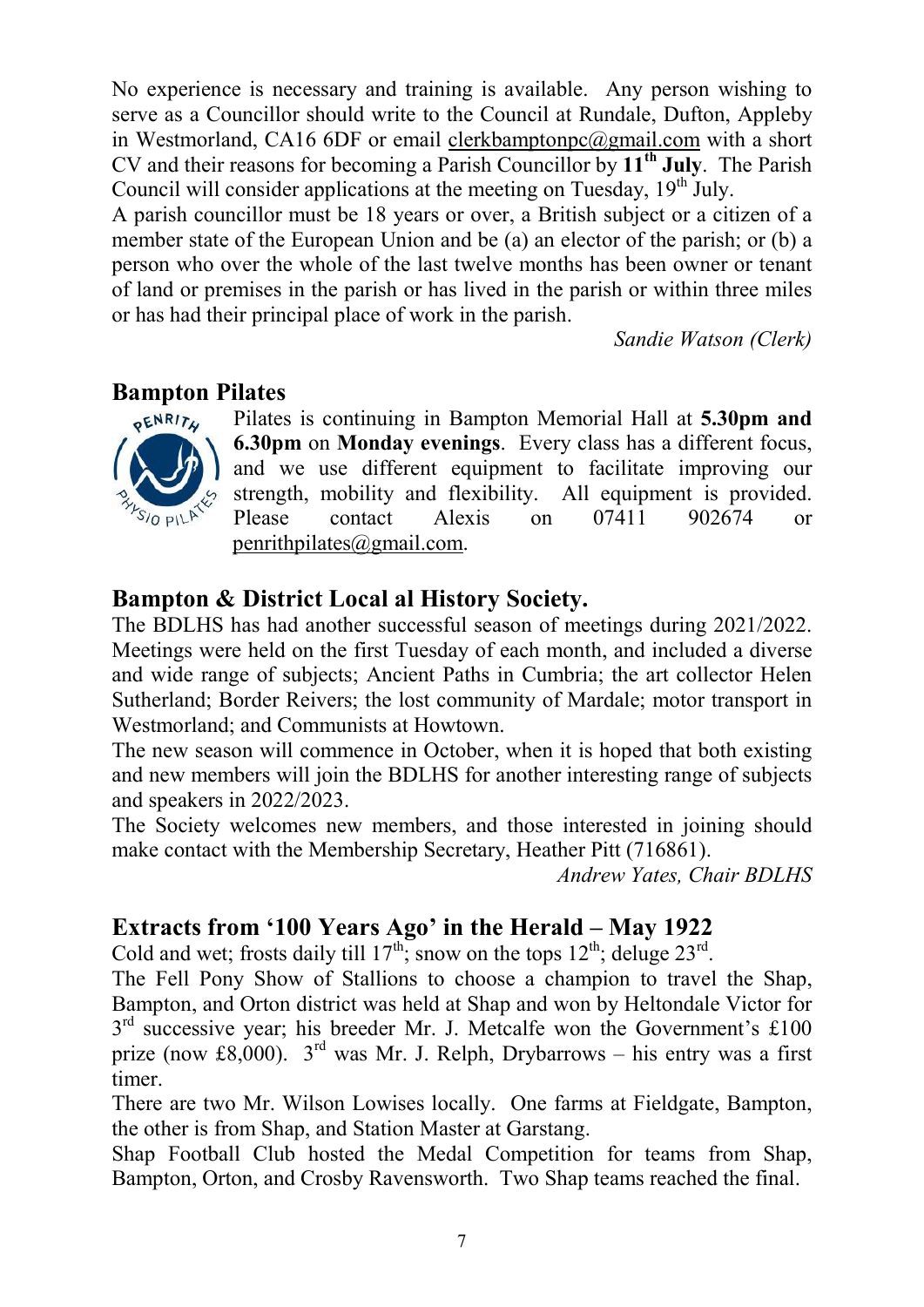No experience is necessary and training is available. Any person wishing to serve as a Councillor should write to the Council at Rundale, Dufton, Appleby in Westmorland, CA16 6DF or email clerkbamptonpc@gmail.com with a short CV and their reasons for becoming a Parish Councillor by **11th July**. The Parish Council will consider applications at the meeting on Tuesday, 19th July.

A parish councillor must be 18 years or over, a British subject or a citizen of a member state of the European Union and be (a) an elector of the parish; or (b) a person who over the whole of the last twelve months has been owner or tenant of land or premises in the parish or has lived in the parish or within three miles or has had their principal place of work in the parish.

*Sandie Watson (Clerk)*

## Bampton Pilates

Pilates is continuing in Bampton Memorial Hall at **5.30pm and 6.30pm** on **Monday evenings**. Every class has a different focus, and we use different equipment to facilitate improving our strength, mobility and flexibility. All equipment is provided. Please contact Alexis on 07411 902674 or penrithpilates@gmail.com.

## Bampton & District Local al History Society.

The BDLHS has had another successful season of meetings during 2021/2022. Meetings were held on the first Tuesday of each month, and included a diverse and wide range of subjects; Ancient Paths in Cumbria; the art collector Helen Sutherland; Border Reivers; the lost community of Mardale; motor transport in Westmorland; and Communists at Howtown.

The new season will commence in October, when it is hoped that both existing and new members will join the BDLHS for another interesting range of subjects and speakers in 2022/2023.

The Society welcomes new members, and those interested in joining should make contact with the Membership Secretary, Heather Pitt (716861).

*Andrew Yates, Chair BDLHS*

## Extracts from '100 Years Ago' in the Herald – May 1922

Cold and wet; frosts daily till 17th; snow on the tops 12th; deluge 23rd.

The Fell Pony Show of Stallions to choose a champion to travel the Shap, Bampton, and Orton district was held at Shap and won by Heltondale Victor for 3rd successive year; his breeder Mr. J. Metcalfe won the Government's £100 prize (now £8,000). 3rd was Mr. J. Relph, Drybarrows – his entry was a first timer.

There are two Mr. Wilson Lowises locally. One farms at Fieldgate, Bampton, the other is from Shap, and Station Master at Garstang.

Shap Football Club hosted the Medal Competition for teams from Shap, Bampton, Orton, and Crosby Ravensworth. Two Shap teams reached the final.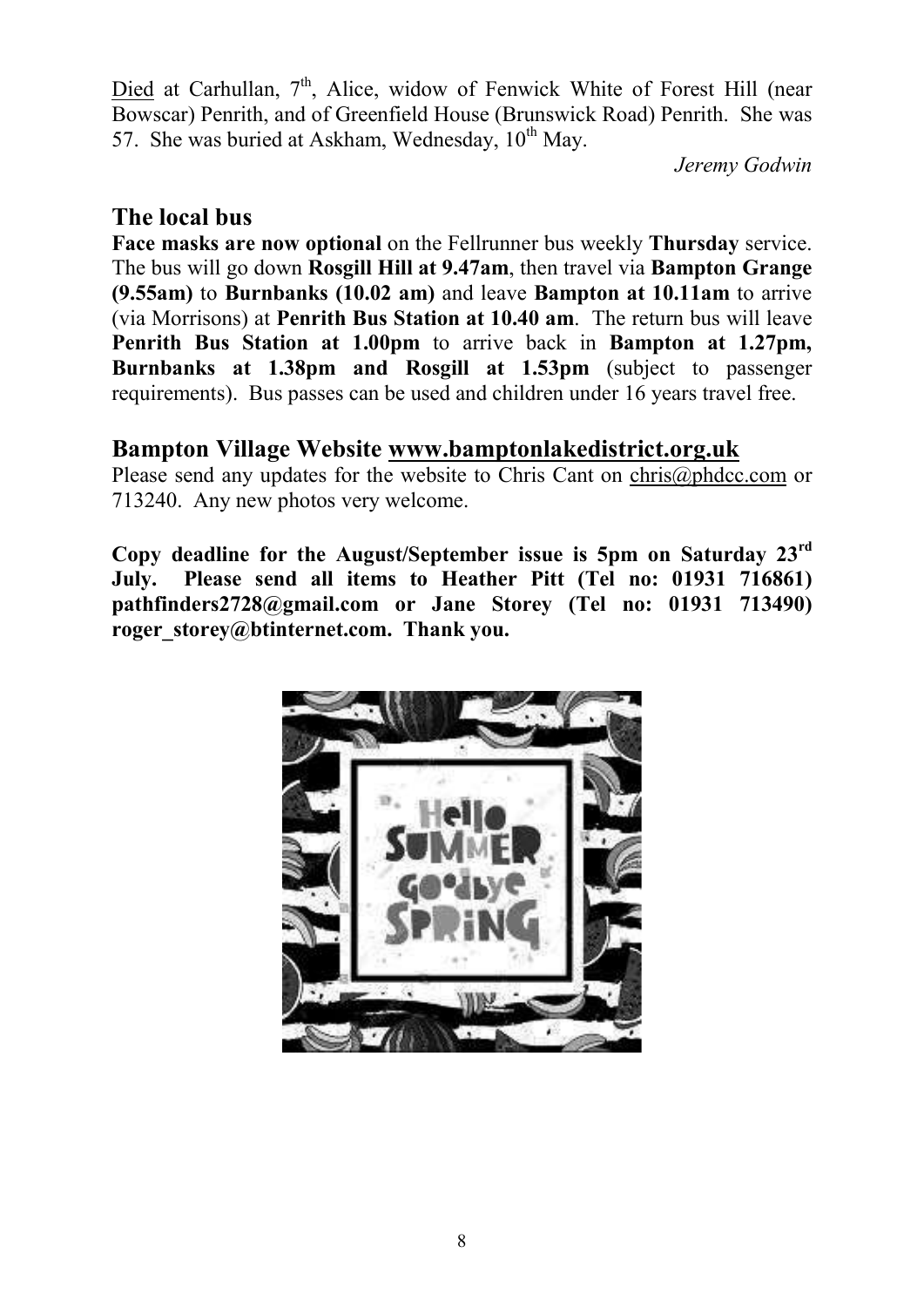Died at Carhullan, 7th, Alice, widow of Fenwick White of Forest Hill (near Bowscar) Penrith, and of Greenfield House (Brunswick Road) Penrith. She was 57. She was buried at Askham, Wednesday, 10th May.

*Jeremy Godwin*

## The local bus

**Face masks are now optional** on the Fellrunner bus weekly **Thursday** service. The bus will go down **Rosgill Hill at 9.47am**, then travel via **Bampton Grange (9.55am)** to **Burnbanks (10.02 am)** and leave **Bampton at 10.11am** to arrive (via Morrisons) at **Penrith Bus Station at 10.40 am**. The return bus will leave **Penrith Bus Station at 1.00pm** to arrive back in **Bampton at 1.27pm, Burnbanks at 1.38pm and Rosgill at 1.53pm** (subject to passenger requirements). Bus passes can be used and children under 16 years travel free.

## Bampton Village Website www.bamptonlakedistrict.org.uk

Please send any updates for the website to Chris Cant on chris@phdcc.com or 713240. Any new photos very welcome.

**Copy deadline for the August/September issue is 5pm on Saturday 23rd July. Please send all items to Heather Pitt (Tel no: 01931 716861) pathfinders2728@gmail.com or Jane Storey (Tel no: 01931 713490) roger_storey@btinternet.com. Thank you.**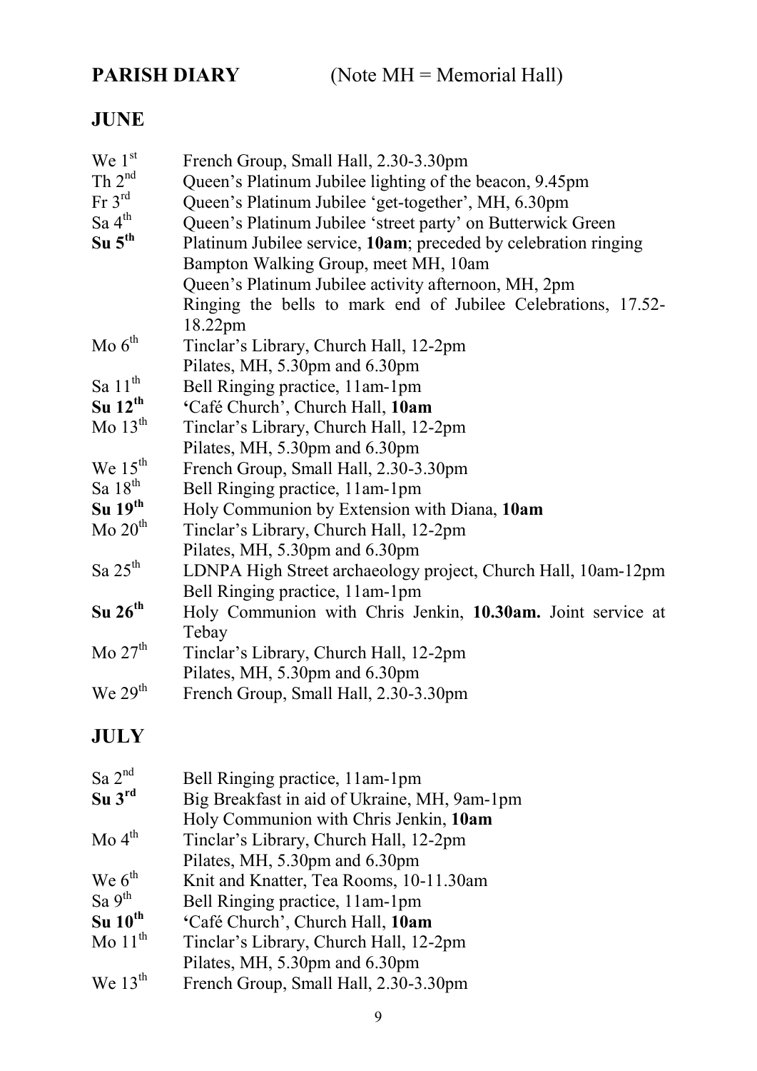**PARISH DIARY** (Note MH = Memorial Hall)

## JUNE

| | |
|---|---|
| We 1st | French Group, Small Hall, 2.30-3.30pm |
| Th 2nd | Queen's Platinum Jubilee lighting of the beacon, 9.45pm |
| Fr 3rd | Queen's Platinum Jubilee 'get-together', MH, 6.30pm |
| Sa 4th | Queen's Platinum Jubilee 'street party' on Butterwick Green |
| **Su 5th** | Platinum Jubilee service, **10am**; preceded by celebration ringing |
| | Bampton Walking Group, meet MH, 10am |
| | Queen's Platinum Jubilee activity afternoon, MH, 2pm |
| | Ringing the bells to mark end of Jubilee Celebrations, 17.52-18.22pm |
| Mo 6th | Tinclar's Library, Church Hall, 12-2pm |
| | Pilates, MH, 5.30pm and 6.30pm |
| Sa 11th | Bell Ringing practice, 11am-1pm |
| **Su 12th** | **'**Café Church', Church Hall, **10am** |
| Mo 13th | Tinclar's Library, Church Hall, 12-2pm |
| | Pilates, MH, 5.30pm and 6.30pm |
| We 15th | French Group, Small Hall, 2.30-3.30pm |
| Sa 18th | Bell Ringing practice, 11am-1pm |
| **Su 19th** | Holy Communion by Extension with Diana, **10am** |
| Mo 20th | Tinclar's Library, Church Hall, 12-2pm |
| | Pilates, MH, 5.30pm and 6.30pm |
| Sa 25th | LDNPA High Street archaeology project, Church Hall, 10am-12pm |
| | Bell Ringing practice, 11am-1pm |
| **Su 26th** | Holy Communion with Chris Jenkin, **10.30am.** Joint service at Tebay |
| Mo 27th | Tinclar's Library, Church Hall, 12-2pm |
| | Pilates, MH, 5.30pm and 6.30pm |
| We 29th | French Group, Small Hall, 2.30-3.30pm |

## JULY

| | |
|---|---|
| Sa 2nd | Bell Ringing practice, 11am-1pm |
| **Su 3rd** | Big Breakfast in aid of Ukraine, MH, 9am-1pm |
| | Holy Communion with Chris Jenkin, **10am** |
| Mo 4th | Tinclar's Library, Church Hall, 12-2pm |
| | Pilates, MH, 5.30pm and 6.30pm |
| We 6th | Knit and Knatter, Tea Rooms, 10-11.30am |
| Sa 9th | Bell Ringing practice, 11am-1pm |
| **Su 10th** | **'**Café Church', Church Hall, **10am** |
| Mo 11th | Tinclar's Library, Church Hall, 12-2pm |
| | Pilates, MH, 5.30pm and 6.30pm |
| We 13th | French Group, Small Hall, 2.30-3.30pm |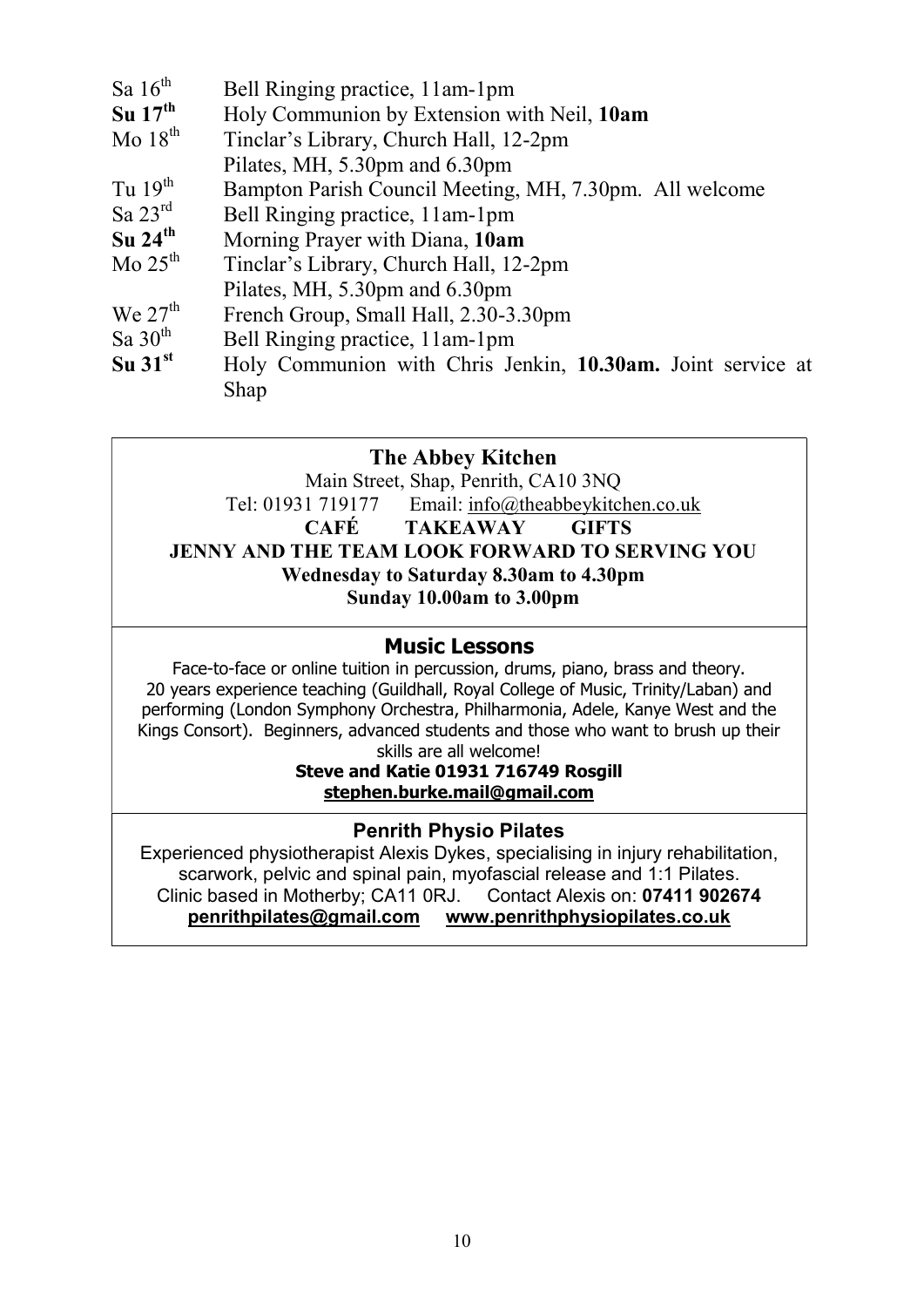| | |
|---|---|
| Sa 16th | Bell Ringing practice, 11am-1pm |
| **Su 17th** | Holy Communion by Extension with Neil, **10am** |
| Mo 18th | Tinclar's Library, Church Hall, 12-2pm |
| | Pilates, MH, 5.30pm and 6.30pm |
| Tu 19th | Bampton Parish Council Meeting, MH, 7.30pm. All welcome |
| Sa 23rd | Bell Ringing practice, 11am-1pm |
| **Su 24th** | Morning Prayer with Diana, **10am** |
| Mo 25th | Tinclar's Library, Church Hall, 12-2pm |
| | Pilates, MH, 5.30pm and 6.30pm |
| We 27th | French Group, Small Hall, 2.30-3.30pm |
| Sa 30th | Bell Ringing practice, 11am-1pm |
| **Su 31st** | Holy Communion with Chris Jenkin, **10.30am.** Joint service at Shap |

**The Abbey Kitchen**

Main Street, Shap, Penrith, CA10 3NQ

Tel: 01931 719177 Email: info@theabbeykitchen.co.uk

**CAFÉ TAKEAWAY GIFTS**

**JENNY AND THE TEAM LOOK FORWARD TO SERVING YOU**

**Wednesday to Saturday 8.30am to 4.30pm**

**Sunday 10.00am to 3.00pm**

**Music Lessons**

Face-to-face or online tuition in percussion, drums, piano, brass and theory. 20 years experience teaching (Guildhall, Royal College of Music, Trinity/Laban) and performing (London Symphony Orchestra, Philharmonia, Adele, Kanye West and the Kings Consort). Beginners, advanced students and those who want to brush up their skills are all welcome!

**Steve and Katie 01931 716749 Rosgill**

**stephen.burke.mail@gmail.com**

**Penrith Physio Pilates**

Experienced physiotherapist Alexis Dykes, specialising in injury rehabilitation, scarwork, pelvic and spinal pain, myofascial release and 1:1 Pilates.

Clinic based in Motherby; CA11 0RJ. Contact Alexis on: **07411 902674**

**penrithpilates@gmail.com** **www.penrithphysiopilates.co.uk**